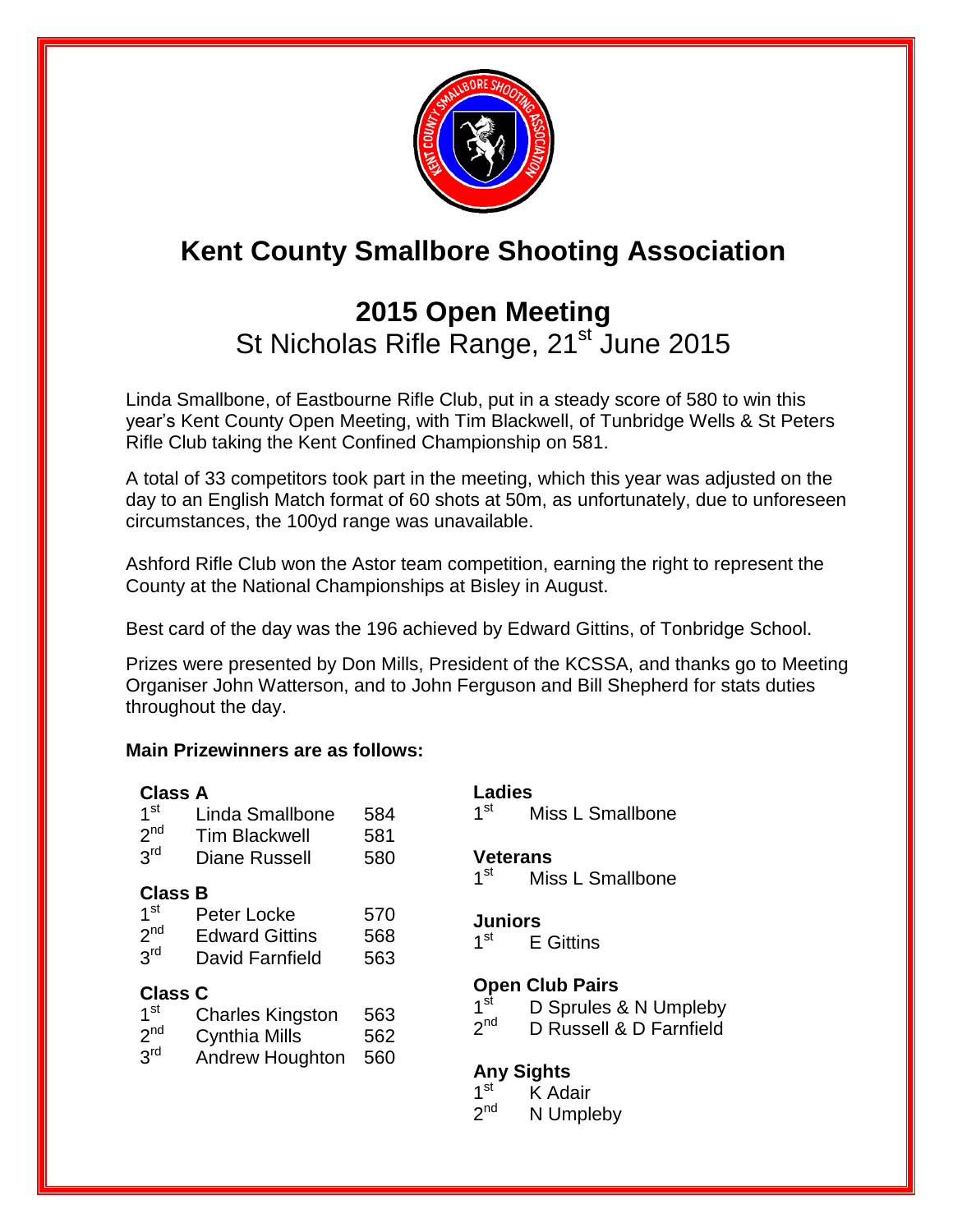# Kent County Smallbore Shooting Association

## 2015 Open Meeting

St Nicholas Rifle Range, 21st June 2015

Linda Smallbone, of Eastbourne Rifle Club, put in a steady score of 580 to win this year's Kent County Open Meeting, with Tim Blackwell, of Tunbridge Wells & St Peters Rifle Club taking the Kent Confined Championship on 581.

A total of 33 competitors took part in the meeting, which this year was adjusted on the day to an English Match format of 60 shots at 50m, as unfortunately, due to unforeseen circumstances, the 100yd range was unavailable.

Ashford Rifle Club won the Astor team competition, earning the right to represent the County at the National Championships at Bisley in August.

Best card of the day was the 196 achieved by Edward Gittins, of Tonbridge School.

Prizes were presented by Don Mills, President of the KCSSA, and thanks go to Meeting Organiser John Watterson, and to John Ferguson and Bill Shepherd for stats duties throughout the day.

**Main Prizewinners are as follows:**

**Class A**

| | | |
|---|---|---|
| 1st | Linda Smallbone | 584 |
| 2nd | Tim Blackwell | 581 |
| 3rd | Diane Russell | 580 |

**Class B**

| | | |
|---|---|---|
| 1st | Peter Locke | 570 |
| 2nd | Edward Gittins | 568 |
| 3rd | David Farnfield | 563 |

**Class C**

| | | |
|---|---|---|
| 1st | Charles Kingston | 563 |
| 2nd | Cynthia Mills | 562 |
| 3rd | Andrew Houghton | 560 |

**Ladies**

1st Miss L Smallbone

**Veterans**

1st Miss L Smallbone

**Juniors**

1st E Gittins

**Open Club Pairs**

1st D Sprules & N Umpleby
2nd D Russell & D Farnfield

**Any Sights**

1st K Adair
2nd N Umpleby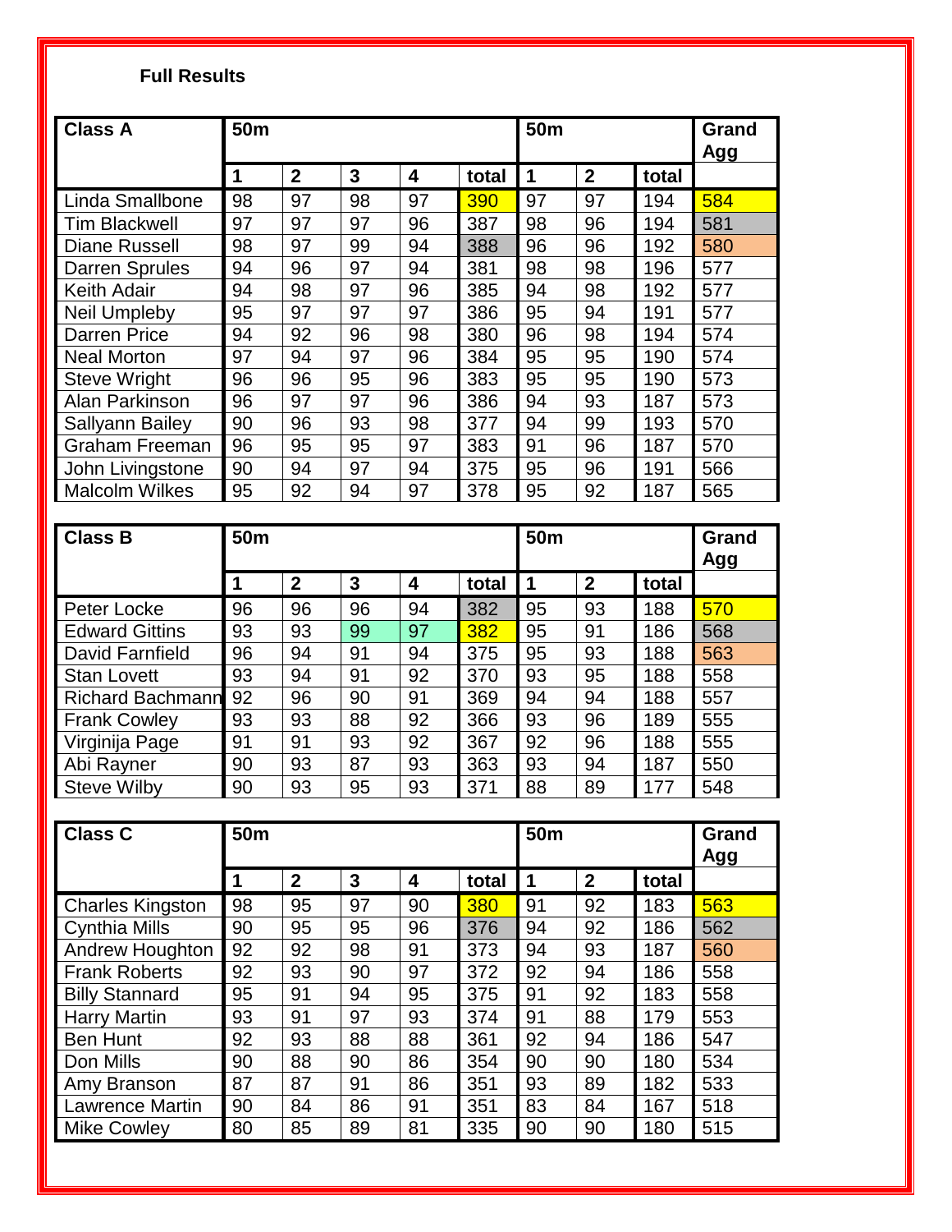**Full Results**

| Class A | 50m | | | | | 50m | | | Grand Agg |
|---|---|---|---|---|---|---|---|---|---|
| | 1 | 2 | 3 | 4 | total | 1 | 2 | total | |
| Linda Smallbone | 98 | 97 | 98 | 97 | 390 | 97 | 97 | 194 | 584 |
| Tim Blackwell | 97 | 97 | 97 | 96 | 387 | 98 | 96 | 194 | 581 |
| Diane Russell | 98 | 97 | 99 | 94 | 388 | 96 | 96 | 192 | 580 |
| Darren Sprules | 94 | 96 | 97 | 94 | 381 | 98 | 98 | 196 | 577 |
| Keith Adair | 94 | 98 | 97 | 96 | 385 | 94 | 98 | 192 | 577 |
| Neil Umpleby | 95 | 97 | 97 | 97 | 386 | 95 | 94 | 191 | 577 |
| Darren Price | 94 | 92 | 96 | 98 | 380 | 96 | 98 | 194 | 574 |
| Neal Morton | 97 | 94 | 97 | 96 | 384 | 95 | 95 | 190 | 574 |
| Steve Wright | 96 | 96 | 95 | 96 | 383 | 95 | 95 | 190 | 573 |
| Alan Parkinson | 96 | 97 | 97 | 96 | 386 | 94 | 93 | 187 | 573 |
| Sallyann Bailey | 90 | 96 | 93 | 98 | 377 | 94 | 99 | 193 | 570 |
| Graham Freeman | 96 | 95 | 95 | 97 | 383 | 91 | 96 | 187 | 570 |
| John Livingstone | 90 | 94 | 97 | 94 | 375 | 95 | 96 | 191 | 566 |
| Malcolm Wilkes | 95 | 92 | 94 | 97 | 378 | 95 | 92 | 187 | 565 |

| Class B | 50m | | | | | 50m | | | Grand Agg |
|---|---|---|---|---|---|---|---|---|---|
| | 1 | 2 | 3 | 4 | total | 1 | 2 | total | |
| Peter Locke | 96 | 96 | 96 | 94 | 382 | 95 | 93 | 188 | 570 |
| Edward Gittins | 93 | 93 | 99 | 97 | 382 | 95 | 91 | 186 | 568 |
| David Farnfield | 96 | 94 | 91 | 94 | 375 | 95 | 93 | 188 | 563 |
| Stan Lovett | 93 | 94 | 91 | 92 | 370 | 93 | 95 | 188 | 558 |
| Richard Bachmann | 92 | 96 | 90 | 91 | 369 | 94 | 94 | 188 | 557 |
| Frank Cowley | 93 | 93 | 88 | 92 | 366 | 93 | 96 | 189 | 555 |
| Virginija Page | 91 | 91 | 93 | 92 | 367 | 92 | 96 | 188 | 555 |
| Abi Rayner | 90 | 93 | 87 | 93 | 363 | 93 | 94 | 187 | 550 |
| Steve Wilby | 90 | 93 | 95 | 93 | 371 | 88 | 89 | 177 | 548 |

| Class C | 50m | | | | | 50m | | | Grand Agg |
|---|---|---|---|---|---|---|---|---|---|
| | 1 | 2 | 3 | 4 | total | 1 | 2 | total | |
| Charles Kingston | 98 | 95 | 97 | 90 | 380 | 91 | 92 | 183 | 563 |
| Cynthia Mills | 90 | 95 | 95 | 96 | 376 | 94 | 92 | 186 | 562 |
| Andrew Houghton | 92 | 92 | 98 | 91 | 373 | 94 | 93 | 187 | 560 |
| Frank Roberts | 92 | 93 | 90 | 97 | 372 | 92 | 94 | 186 | 558 |
| Billy Stannard | 95 | 91 | 94 | 95 | 375 | 91 | 92 | 183 | 558 |
| Harry Martin | 93 | 91 | 97 | 93 | 374 | 91 | 88 | 179 | 553 |
| Ben Hunt | 92 | 93 | 88 | 88 | 361 | 92 | 94 | 186 | 547 |
| Don Mills | 90 | 88 | 90 | 86 | 354 | 90 | 90 | 180 | 534 |
| Amy Branson | 87 | 87 | 91 | 86 | 351 | 93 | 89 | 182 | 533 |
| Lawrence Martin | 90 | 84 | 86 | 91 | 351 | 83 | 84 | 167 | 518 |
| Mike Cowley | 80 | 85 | 89 | 81 | 335 | 90 | 90 | 180 | 515 |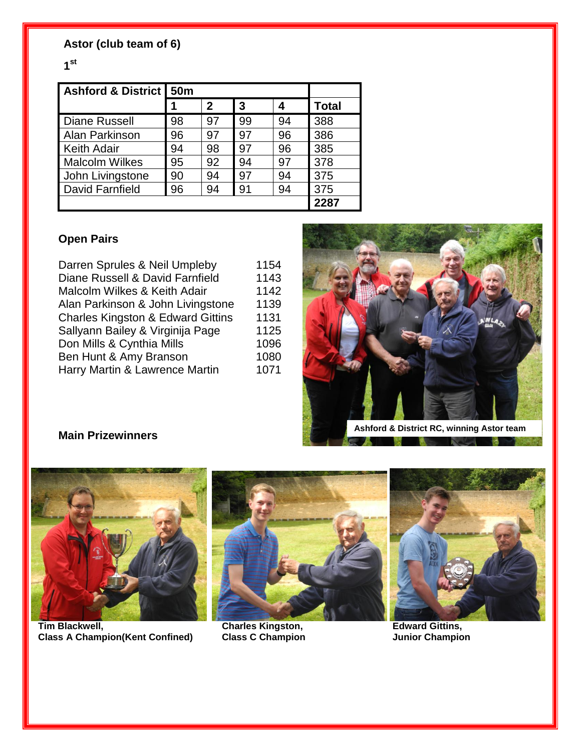**Astor (club team of 6)**

**1st**

| Ashford & District | 50m | | | | |
|---|---|---|---|---|---|
| | **1** | **2** | **3** | **4** | **Total** |
| Diane Russell | 98 | 97 | 99 | 94 | 388 |
| Alan Parkinson | 96 | 97 | 97 | 96 | 386 |
| Keith Adair | 94 | 98 | 97 | 96 | 385 |
| Malcolm Wilkes | 95 | 92 | 94 | 97 | 378 |
| John Livingstone | 90 | 94 | 97 | 94 | 375 |
| David Farnfield | 96 | 94 | 91 | 94 | 375 |
| | | | | | **2287** |

**Open Pairs**

| | |
|---|---|
| Darren Sprules & Neil Umpleby | 1154 |
| Diane Russell & David Farnfield | 1143 |
| Malcolm Wilkes & Keith Adair | 1142 |
| Alan Parkinson & John Livingstone | 1139 |
| Charles Kingston & Edward Gittins | 1131 |
| Sallyann Bailey & Virginija Page | 1125 |
| Don Mills & Cynthia Mills | 1096 |
| Ben Hunt & Amy Branson | 1080 |
| Harry Martin & Lawrence Martin | 1071 |

**Ashford & District RC, winning Astor team**

**Main Prizewinners**

**Tim Blackwell,**
**Class A Champion(Kent Confined)**

**Charles Kingston,**
**Class C Champion**

**Edward Gittins,**
**Junior Champion**